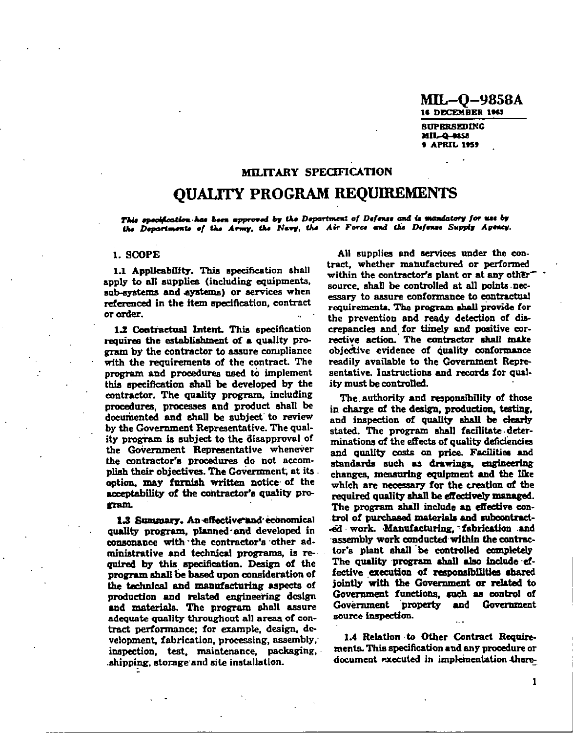**MIL–Q–9858A**
**16 DECEMBER 1963**

SUPERSEDING
MIL–Q–9858
9 APRIL 1959

## MILITARY SPECIFICATION

# QUALITY PROGRAM REQUIREMENTS

*This specification has been approved by the Department of Defense and is mandatory for use by the Departments of the Army, the Navy, the Air Force and the Defense Supply Agency.*

## 1. SCOPE

**1.1 Applicability.** This specification shall apply to all supplies (including equipments, sub-systems and systems) or services when referenced in the item specification, contract or order.

**1.2 Contractual Intent.** This specification requires the establishment of a quality program by the contractor to assure compliance with the requirements of the contract. The program and procedures used to implement this specification shall be developed by the contractor. The quality program, including procedures, processes and product shall be documented and shall be subject to review by the Government Representative. The quality program is subject to the disapproval of the Government Representative whenever the contractor's procedures do not accomplish their objectives. The Government, at its option, may furnish written notice of the acceptability of the contractor's quality program.

**1.3 Summary.** An effective and economical quality program, planned and developed in consonance with the contractor's other administrative and technical programs, is required by this specification. Design of the program shall be based upon consideration of the technical and manufacturing aspects of production and related engineering design and materials. The program shall assure adequate quality throughout all areas of contract performance; for example, design, development, fabrication, processing, assembly, inspection, test, maintenance, packaging, shipping, storage and site installation.

All supplies and services under the contract, whether manufactured or performed within the contractor's plant or at any other source, shall be controlled at all points necessary to assure conformance to contractual requirements. The program shall provide for the prevention and ready detection of discrepancies and for timely and positive corrective action. The contractor shall make objective evidence of quality conformance readily available to the Government Representative. Instructions and records for quality must be controlled.

The authority and responsibility of those in charge of the design, production, testing, and inspection of quality shall be clearly stated. The program shall facilitate determinations of the effects of quality deficiencies and quality costs on price. Facilities and standards such as drawings, engineering changes, measuring equipment and the like which are necessary for the creation of the required quality shall be effectively managed. The program shall include an effective control of purchased materials and subcontracted work. Manufacturing, fabrication and assembly work conducted within the contractor's plant shall be controlled completely The quality program shall also include effective execution of responsibilities shared jointly with the Government or related to Government functions, such as control of Government property and Government source inspection.

**1.4 Relation to Other Contract Requirements.** This specification and any procedure or document executed in implementation there-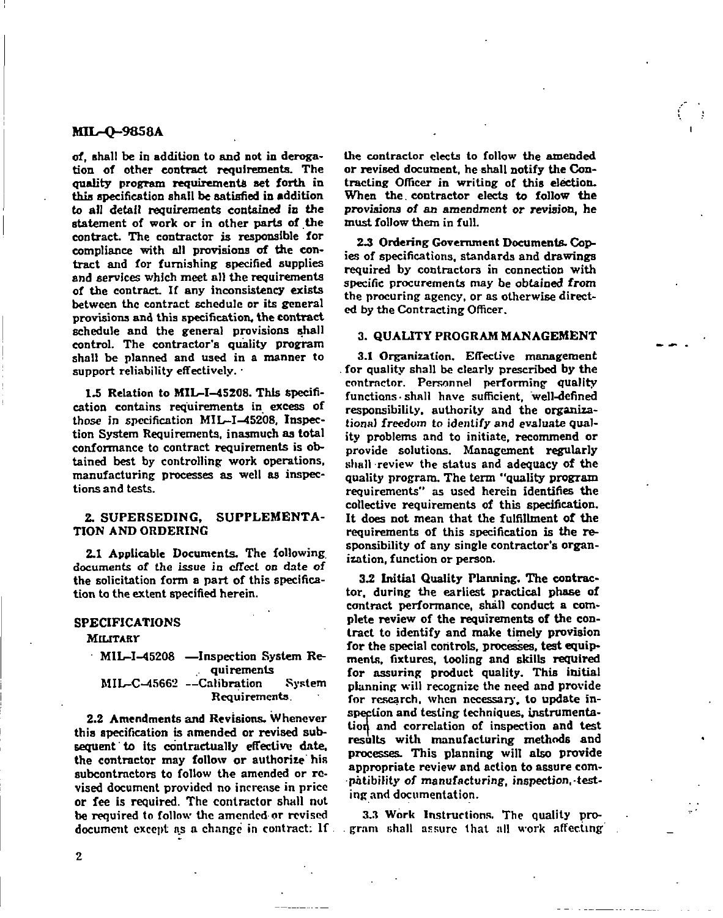of, shall be in addition to and not in derogation of other contract requirements. The quality program requirements set forth in this specification shall be satisfied in addition to all detail requirements contained in the statement of work or in other parts of the contract. The contractor is responsible for compliance with all provisions of the contract and for furnishing specified supplies and services which meet all the requirements of the contract. If any inconsistency exists between the contract schedule or its general provisions and this specification, the contract schedule and the general provisions shall control. The contractor's quality program shall be planned and used in a manner to support reliability effectively.

**1.5 Relation to MIL–I–45208.** This specification contains requirements in excess of those in specification MIL–I–45208, Inspection System Requirements, inasmuch as total conformance to contract requirements is obtained best by controlling work operations, manufacturing processes as well as inspections and tests.

## 2. SUPERSEDING, SUPPLEMENTATION AND ORDERING

**2.1 Applicable Documents.** The following documents of the issue in effect on date of the solicitation form a part of this specification to the extent specified herein.

SPECIFICATIONS

MILITARY

MIL–I–45208 —Inspection System Requirements

MIL–C–45662 —Calibration System Requirements.

**2.2 Amendments and Revisions.** Whenever this specification is amended or revised subsequent to its contractually effective date, the contractor may follow or authorize his subcontractors to follow the amended or revised document provided no increase in price or fee is required. The contractor shall not be required to follow the amended or revised document except as a change in contract. If the contractor elects to follow the amended or revised document, he shall notify the Contracting Officer in writing of this election. When the contractor elects to follow the provisions of an amendment or revision, he must follow them in full.

**2.3 Ordering Government Documents.** Copies of specifications, standards and drawings required by contractors in connection with specific procurements may be obtained from the procuring agency, or as otherwise directed by the Contracting Officer.

## 3. QUALITY PROGRAM MANAGEMENT

**3.1 Organization.** Effective management for quality shall be clearly prescribed by the contractor. Personnel performing quality functions shall have sufficient, well-defined responsibility, authority and the organizational freedom to identify and evaluate quality problems and to initiate, recommend or provide solutions. Management regularly shall review the status and adequacy of the quality program. The term "quality program requirements" as used herein identifies the collective requirements of this specification. It does not mean that the fulfillment of the requirements of this specification is the responsibility of any single contractor's organization, function or person.

**3.2 Initial Quality Planning.** The contractor, during the earliest practical phase of contract performance, shall conduct a complete review of the requirements of the contract to identify and make timely provision for the special controls, processes, test equipments, fixtures, tooling and skills required for assuring product quality. This initial planning will recognize the need and provide for research, when necessary, to update inspection and testing techniques, instrumentation and correlation of inspection and test results with manufacturing methods and processes. This planning will also provide appropriate review and action to assure compatibility of manufacturing, inspection, testing and documentation.

**3.3 Work Instructions.** The quality program shall assure that all work affecting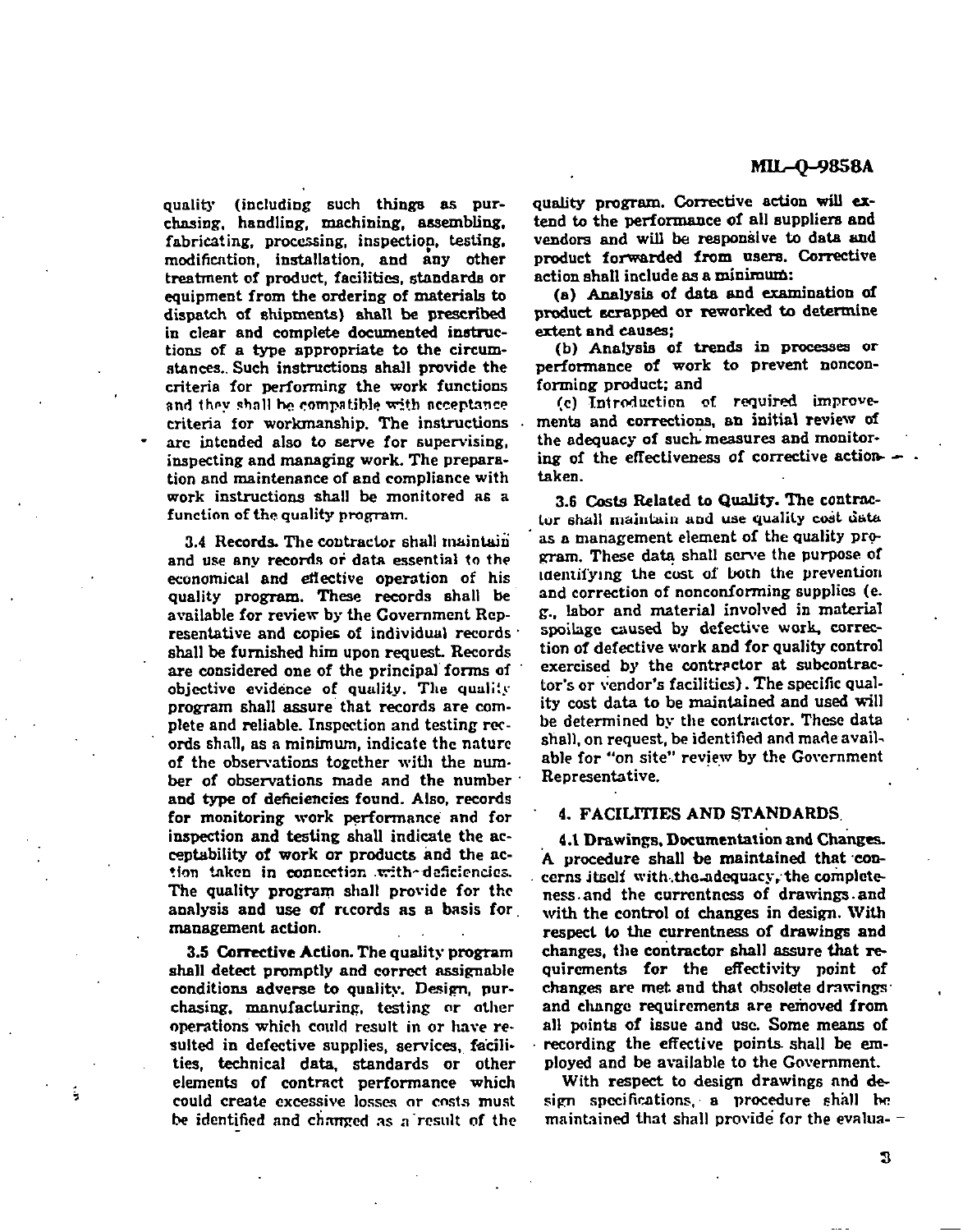quality (including such things as purchasing, handling, machining, assembling, fabricating, processing, inspection, testing, modification, installation, and any other treatment of product, facilities, standards or equipment from the ordering of materials to dispatch of shipments) shall be prescribed in clear and complete documented instructions of a type appropriate to the circumstances. Such instructions shall provide the criteria for performing the work functions and they shall be compatible with acceptance criteria for workmanship. The instructions are intended also to serve for supervising, inspecting and managing work. The preparation and maintenance of and compliance with work instructions shall be monitored as a function of the quality program.

**3.4 Records.** The contractor shall maintain and use any records or data essential to the economical and effective operation of his quality program. These records shall be available for review by the Government Representative and copies of individual records shall be furnished him upon request. Records are considered one of the principal forms of objective evidence of quality. The quality program shall assure that records are complete and reliable. Inspection and testing records shall, as a minimum, indicate the nature of the observations together with the number of observations made and the number and type of deficiencies found. Also, records for monitoring work performance and for inspection and testing shall indicate the acceptability of work or products and the action taken in connection with deficiencies. The quality program shall provide for the analysis and use of records as a basis for management action.

**3.5 Corrective Action.** The quality program shall detect promptly and correct assignable conditions adverse to quality. Design, purchasing, manufacturing, testing or other operations which could result in or have resulted in defective supplies, services, facilities, technical data, standards or other elements of contract performance which could create excessive losses or costs must be identified and changed as a result of the quality program. Corrective action will extend to the performance of all suppliers and vendors and will be responsive to data and product forwarded from users. Corrective action shall include as a minimum:

(a) Analysis of data and examination of product scrapped or reworked to determine extent and causes;

(b) Analysis of trends in processes or performance of work to prevent nonconforming product; and

(c) Introduction of required improvements and corrections, an initial review of the adequacy of such measures and monitoring of the effectiveness of corrective action taken.

**3.6 Costs Related to Quality.** The contractor shall maintain and use quality cost data as a management element of the quality program. These data shall serve the purpose of identifying the cost of both the prevention and correction of nonconforming supplies (e. g., labor and material involved in material spoilage caused by defective work, correction of defective work and for quality control exercised by the contractor at subcontractor's or vendor's facilities). The specific quality cost data to be maintained and used will be determined by the contractor. These data shall, on request, be identified and made available for "on site" review by the Government Representative.

## 4. FACILITIES AND STANDARDS

**4.1 Drawings, Documentation and Changes.** A procedure shall be maintained that concerns itself with the adequacy, the completeness and the currentness of drawings and with the control of changes in design. With respect to the currentness of drawings and changes, the contractor shall assure that requirements for the effectivity point of changes are met and that obsolete drawings and change requirements are removed from all points of issue and use. Some means of recording the effective points shall be employed and be available to the Government.

With respect to design drawings and design specifications, a procedure shall be maintained that shall provide for the evalua-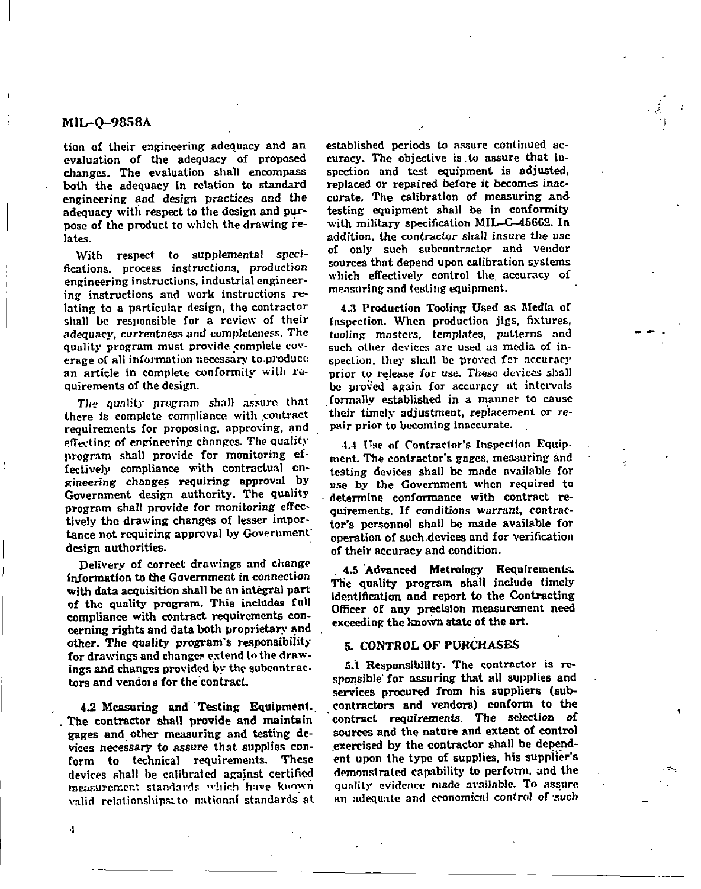tion of their engineering adequacy and an evaluation of the adequacy of proposed changes. The evaluation shall encompass both the adequacy in relation to standard engineering and design practices and the adequacy with respect to the design and purpose of the product to which the drawing relates.

With respect to supplemental specifications, process instructions, production engineering instructions, industrial engineering instructions and work instructions relating to a particular design, the contractor shall be responsible for a review of their adequacy, currentness and completeness. The quality program must provide complete coverage of all information necessary to produce an article in complete conformity with requirements of the design.

The quality program shall assure that there is complete compliance with contract requirements for proposing, approving, and effecting of engineering changes. The quality program shall provide for monitoring effectively compliance with contractual engineering changes requiring approval by Government design authority. The quality program shall provide for monitoring effectively the drawing changes of lesser importance not requiring approval by Government design authorities.

Delivery of correct drawings and change information to the Government in connection with data acquisition shall be an integral part of the quality program. This includes full compliance with contract requirements concerning rights and data both proprietary and other. The quality program's responsibility for drawings and changes extend to the drawings and changes provided by the subcontractors and vendors for the contract.

**4.2 Measuring and Testing Equipment.** The contractor shall provide and maintain gages and other measuring and testing devices necessary to assure that supplies conform to technical requirements. These devices shall be calibrated against certified measurement standards which have known valid relationships to national standards at established periods to assure continued accuracy. The objective is to assure that inspection and test equipment is adjusted, replaced or repaired before it becomes inaccurate. The calibration of measuring and testing equipment shall be in conformity with military specification MIL–C–45662. In addition, the contractor shall insure the use of only such subcontractor and vendor sources that depend upon calibration systems which effectively control the accuracy of measuring and testing equipment.

**4.3 Production Tooling Used as Media of Inspection.** When production jigs, fixtures, tooling masters, templates, patterns and such other devices are used as media of inspection, they shall be proved for accuracy prior to release for use. These devices shall be proved again for accuracy at intervals formally established in a manner to cause their timely adjustment, replacement or repair prior to becoming inaccurate.

**4.4 Use of Contractor's Inspection Equipment.** The contractor's gages, measuring and testing devices shall be made available for use by the Government when required to determine conformance with contract requirements. If conditions warrant, contractor's personnel shall be made available for operation of such devices and for verification of their accuracy and condition.

**4.5 Advanced Metrology Requirements.** The quality program shall include timely identification and report to the Contracting Officer of any precision measurement need exceeding the known state of the art.

## 5. CONTROL OF PURCHASES

**5.1 Responsibility.** The contractor is responsible for assuring that all supplies and services procured from his suppliers (subcontractors and vendors) conform to the contract requirements. The selection of sources and the nature and extent of control exercised by the contractor shall be dependent upon the type of supplies, his supplier's demonstrated capability to perform, and the quality evidence made available. To assure an adequate and economical control of such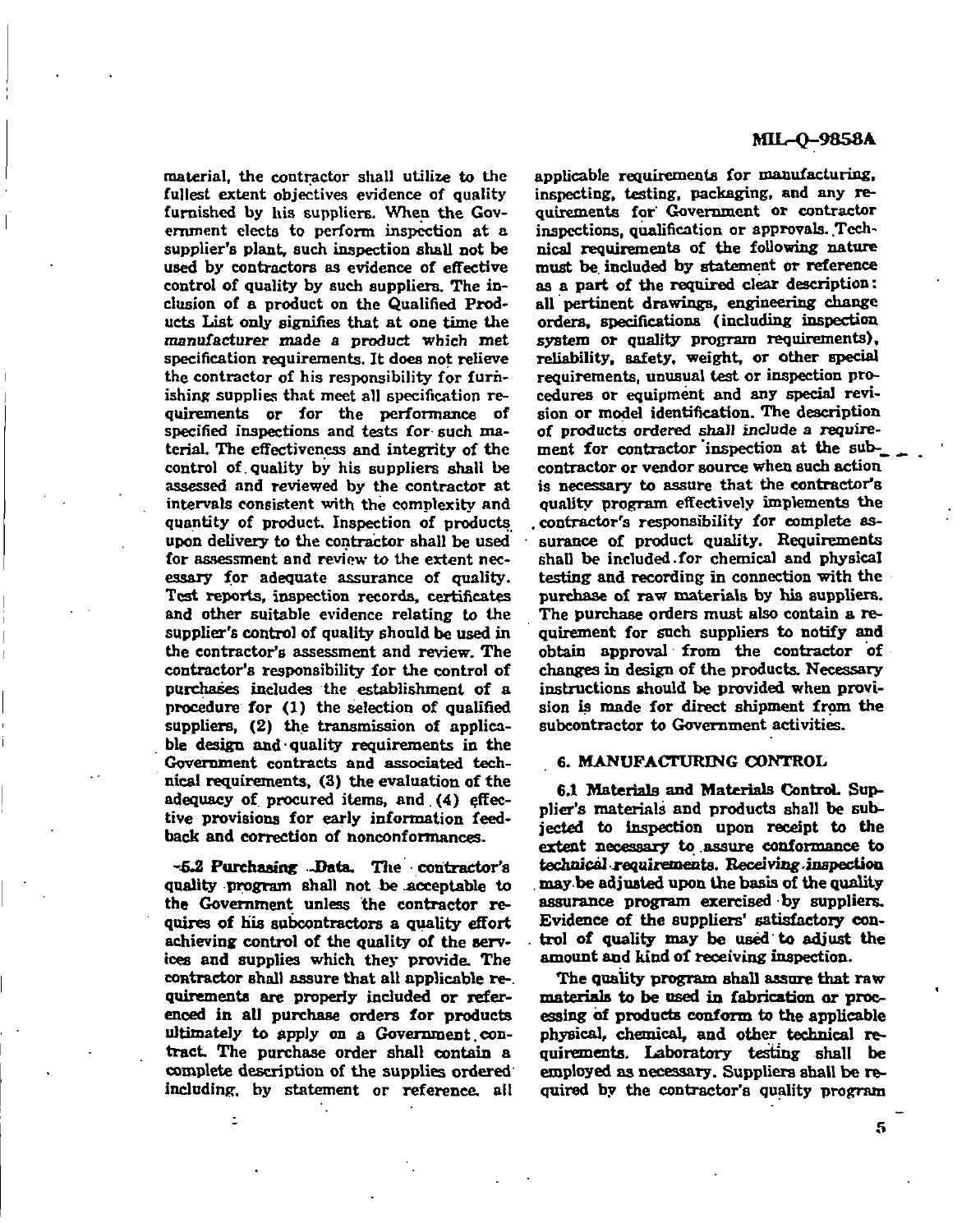material, the contractor shall utilize to the fullest extent objectives evidence of quality furnished by his suppliers. When the Government elects to perform inspection at a supplier's plant, such inspection shall not be used by contractors as evidence of effective control of quality by such suppliers. The inclusion of a product on the Qualified Products List only signifies that at one time the manufacturer made a product which met specification requirements. It does not relieve the contractor of his responsibility for furnishing supplies that meet all specification requirements or for the performance of specified inspections and tests for such material. The effectiveness and integrity of the control of quality by his suppliers shall be assessed and reviewed by the contractor at intervals consistent with the complexity and quantity of product. Inspection of products upon delivery to the contractor shall be used for assessment and review to the extent necessary for adequate assurance of quality. Test reports, inspection records, certificates and other suitable evidence relating to the supplier's control of quality should be used in the contractor's assessment and review. The contractor's responsibility for the control of purchases includes the establishment of a procedure for (1) the selection of qualified suppliers, (2) the transmission of applicable design and quality requirements in the Government contracts and associated technical requirements, (3) the evaluation of the adequacy of procured items, and (4) effective provisions for early information feedback and correction of nonconformances.

**5.2 Purchasing Data.** The contractor's quality program shall not be acceptable to the Government unless the contractor requires of his subcontractors a quality effort achieving control of the quality of the services and supplies which they provide. The contractor shall assure that all applicable requirements are properly included or referenced in all purchase orders for products ultimately to apply on a Government contract. The purchase order shall contain a complete description of the supplies ordered including, by statement or reference, all applicable requirements for manufacturing, inspecting, testing, packaging, and any requirements for Government or contractor inspections, qualification or approvals. Technical requirements of the following nature must be included by statement or reference as a part of the required clear description: all pertinent drawings, engineering change orders, specifications (including inspection system or quality program requirements), reliability, safety, weight, or other special requirements, unusual test or inspection procedures or equipment and any special revision or model identification. The description of products ordered shall include a requirement for contractor inspection at the subcontractor or vendor source when such action is necessary to assure that the contractor's quality program effectively implements the contractor's responsibility for complete assurance of product quality. Requirements shall be included for chemical and physical testing and recording in connection with the purchase of raw materials by his suppliers. The purchase orders must also contain a requirement for such suppliers to notify and obtain approval from the contractor of changes in design of the products. Necessary instructions should be provided when provision is made for direct shipment from the subcontractor to Government activities.

## 6. MANUFACTURING CONTROL

**6.1 Materials and Materials Control.** Supplier's materials and products shall be subjected to inspection upon receipt to the extent necessary to assure conformance to technical requirements. Receiving inspection may be adjusted upon the basis of the quality assurance program exercised by suppliers. Evidence of the suppliers' satisfactory control of quality may be used to adjust the amount and kind of receiving inspection.

The quality program shall assure that raw materials to be used in fabrication or processing of products conform to the applicable physical, chemical, and other technical requirements. Laboratory testing shall be employed as necessary. Suppliers shall be required by the contractor's quality program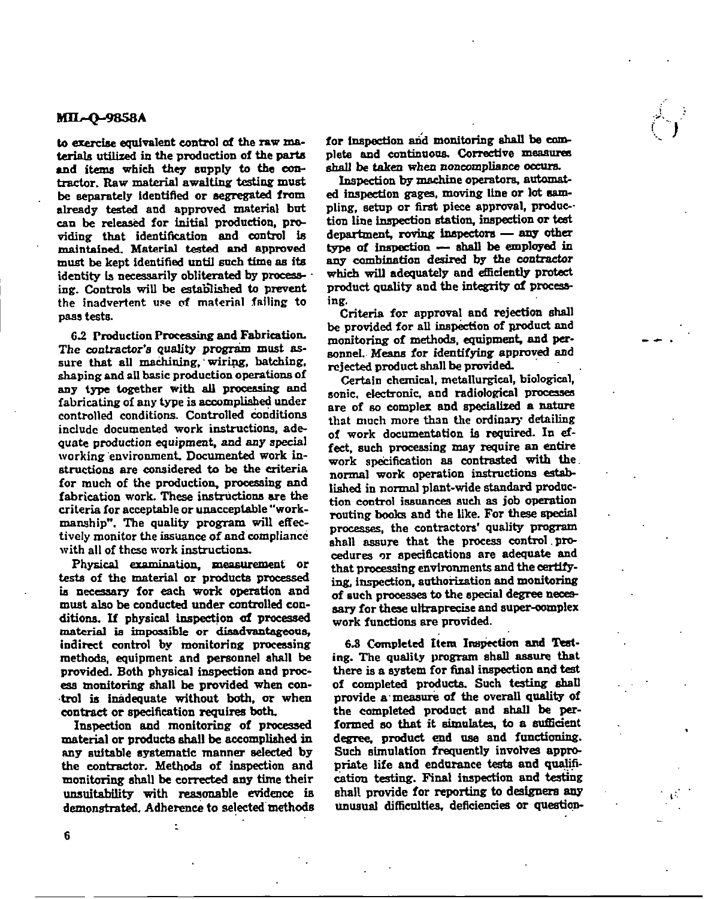to exercise equivalent control of the raw materials utilized in the production of the parts and items which they supply to the contractor. Raw material awaiting testing must be separately identified or segregated from already tested and approved material but can be released for initial production, providing that identification and control is maintained. Material tested and approved must be kept identified until such time as its identity is necessarily obliterated by processing. Controls will be established to prevent the inadvertent use of material failing to pass tests.

6.2 Production Processing and Fabrication. The contractor's quality program must assure that all machining, wiring, batching, shaping and all basic production operations of any type together with all processing and fabricating of any type is accomplished under controlled conditions. Controlled conditions include documented work instructions, adequate production equipment, and any special working environment. Documented work instructions are considered to be the criteria for much of the production, processing and fabrication work. These instructions are the criteria for acceptable or unacceptable "workmanship". The quality program will effectively monitor the issuance of and compliance with all of these work instructions.

Physical examination, measurement or tests of the material or products processed is necessary for each work operation and must also be conducted under controlled conditions. If physical inspection of processed material is impossible or disadvantageous, indirect control by monitoring processing methods, equipment and personnel shall be provided. Both physical inspection and process monitoring shall be provided when control is inadequate without both, or when contract or specification requires both.

Inspection and monitoring of processed material or products shall be accomplished in any suitable systematic manner selected by the contractor. Methods of inspection and monitoring shall be corrected any time their unsuitability with reasonable evidence is demonstrated. Adherence to selected methods for inspection and monitoring shall be complete and continuous. Corrective measures shall be taken when noncompliance occurs.

Inspection by machine operators, automated inspection gages, moving line or lot sampling, setup or first piece approval, production line inspection station, inspection or test department, roving inspectors — any other type of inspection — shall be employed in any combination desired by the contractor which will adequately and efficiently protect product quality and the integrity of processing.

Criteria for approval and rejection shall be provided for all inspection of product and monitoring of methods, equipment, and personnel. Means for identifying approved and rejected product shall be provided.

Certain chemical, metallurgical, biological, sonic, electronic, and radiological processes are of so complex and specialized a nature that much more than the ordinary detailing of work documentation is required. In effect, such processing may require an entire work specification as contrasted with the normal work operation instructions established in normal plant-wide standard production control issuances such as job operation routing books and the like. For these special processes, the contractors' quality program shall assure that the process control procedures or specifications are adequate and that processing environments and the certifying, inspection, authorization and monitoring of such processes to the special degree necessary for these ultraprecise and super-complex work functions are provided.

6.3 Completed Item Inspection and Testing. The quality program shall assure that there is a system for final inspection and test of completed products. Such testing shall provide a measure of the overall quality of the completed product and shall be performed so that it simulates, to a sufficient degree, product end use and functioning. Such simulation frequently involves appropriate life and endurance tests and qualification testing. Final inspection and testing shall provide for reporting to designers any unusual difficulties, deficiencies or question-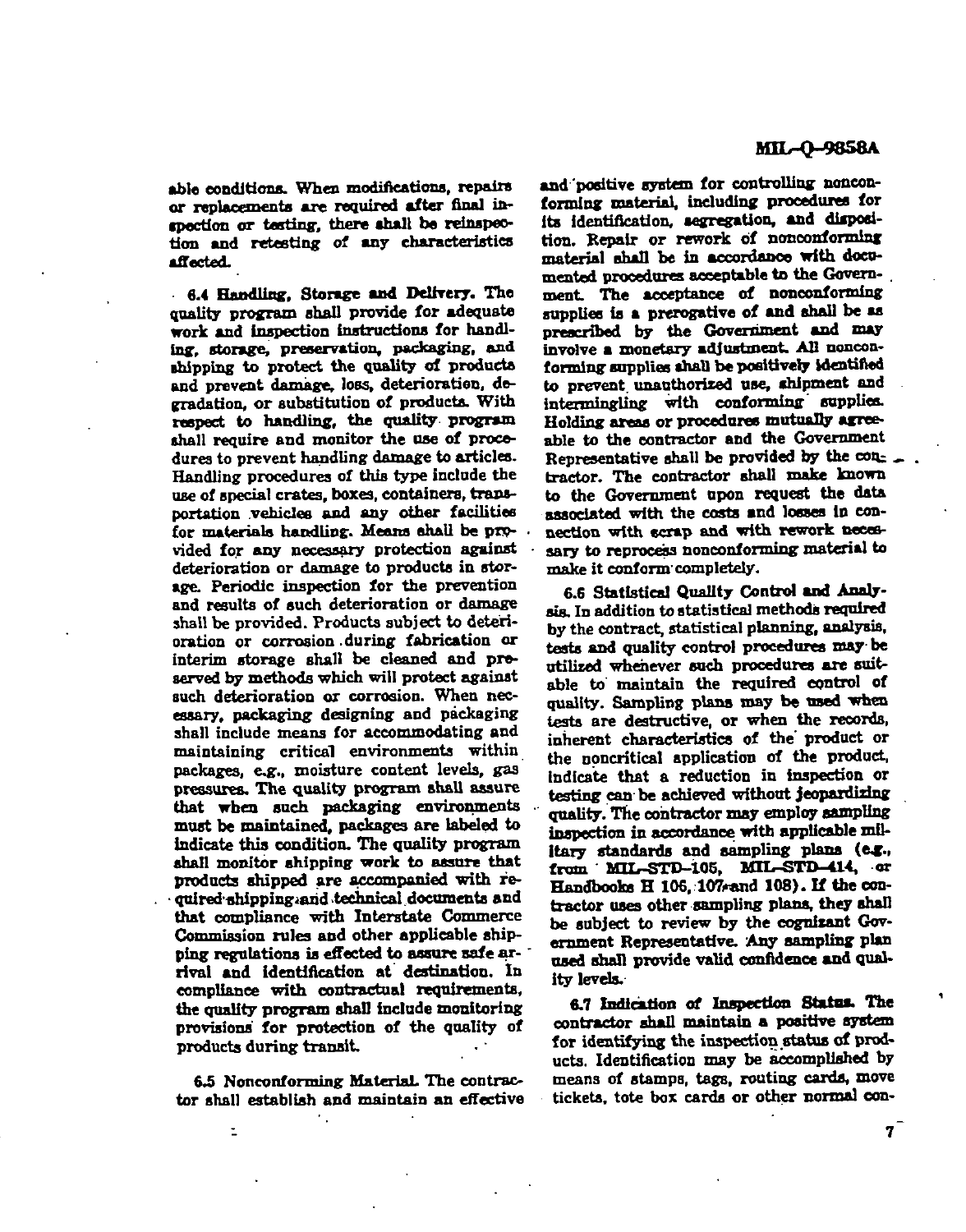able conditions. When modifications, repairs or replacements are required after final inspection or testing, there shall be reinspection and retesting of any characteristics affected.

**6.4 Handling, Storage and Delivery.** The quality program shall provide for adequate work and inspection instructions for handling, storage, preservation, packaging, and shipping to protect the quality of products and prevent damage, loss, deterioration, degradation, or substitution of products. With respect to handling, the quality program shall require and monitor the use of procedures to prevent handling damage to articles. Handling procedures of this type include the use of special crates, boxes, containers, transportation vehicles and any other facilities for materials handling. Means shall be provided for any necessary protection against deterioration or damage to products in storage. Periodic inspection for the prevention and results of such deterioration or damage shall be provided. Products subject to deterioration or corrosion during fabrication or interim storage shall be cleaned and preserved by methods which will protect against such deterioration or corrosion. When necessary, packaging designing and packaging shall include means for accommodating and maintaining critical environments within packages, e.g., moisture content levels, gas pressures. The quality program shall assure that when such packaging environments must be maintained, packages are labeled to indicate this condition. The quality program shall monitor shipping work to assure that products shipped are accompanied with required shipping and technical documents and that compliance with Interstate Commerce Commission rules and other applicable shipping regulations is effected to assure safe arrival and identification at destination. In compliance with contractual requirements, the quality program shall include monitoring provisions for protection of the quality of products during transit.

**6.5 Nonconforming Material.** The contractor shall establish and maintain an effective and positive system for controlling nonconforming material, including procedures for its identification, segregation, and disposition. Repair or rework of nonconforming material shall be in accordance with documented procedures acceptable to the Government. The acceptance of nonconforming supplies is a prerogative of and shall be as prescribed by the Government and may involve a monetary adjustment. All nonconforming supplies shall be positively identified to prevent unauthorized use, shipment and intermingling with conforming supplies. Holding areas or procedures mutually agreeable to the contractor and the Government Representative shall be provided by the contractor. The contractor shall make known to the Government upon request the data associated with the costs and losses in connection with scrap and with rework necessary to reprocess nonconforming material to make it conform completely.

**6.6 Statistical Quality Control and Analysis.** In addition to statistical methods required by the contract, statistical planning, analysis, tests and quality control procedures may be utilized whenever such procedures are suitable to maintain the required control of quality. Sampling plans may be used when tests are destructive, or when the records, inherent characteristics of the product or the noncritical application of the product, indicate that a reduction in inspection or testing can be achieved without jeopardizing quality. The contractor may employ sampling inspection in accordance with applicable military standards and sampling plans (e.g., from MIL-STD-105, MIL-STD-414, or Handbooks H 106, 107 and 108). If the contractor uses other sampling plans, they shall be subject to review by the cognizant Government Representative. Any sampling plan used shall provide valid confidence and quality levels.

**6.7 Indication of Inspection Status.** The contractor shall maintain a positive system for identifying the inspection status of products. Identification may be accomplished by means of stamps, tags, routing cards, move tickets, tote box cards or other normal con-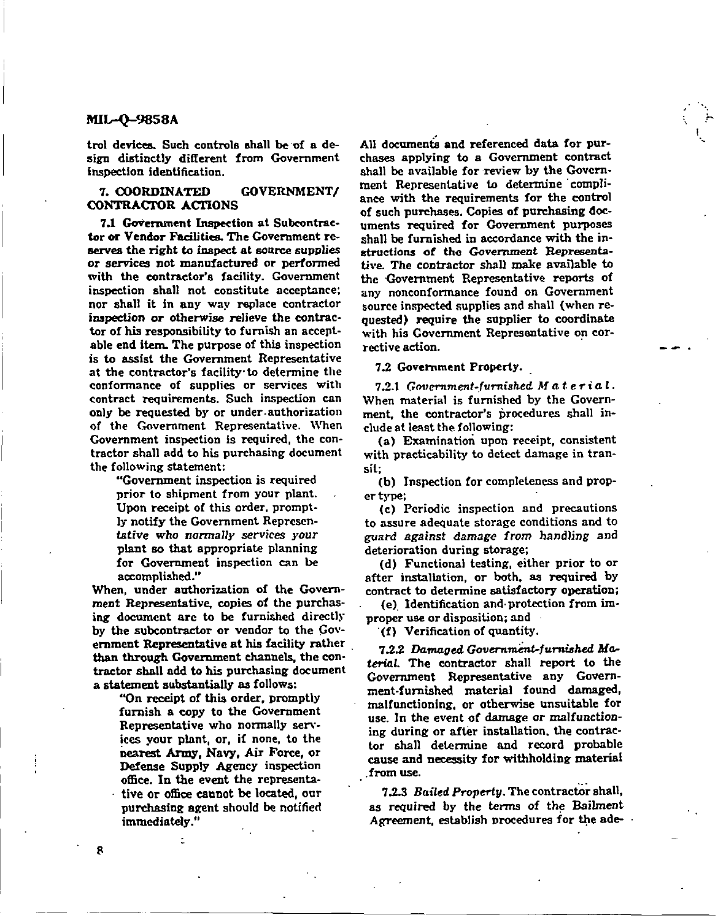trol devices. Such controls shall be of a design distinctly different from Government inspection identification.

## 7. COORDINATED GOVERNMENT/ CONTRACTOR ACTIONS

**7.1 Government Inspection at Subcontractor or Vendor Facilities.** The Government reserves the right to inspect at source supplies or services not manufactured or performed with the contractor's facility. Government inspection shall not constitute acceptance; nor shall it in any way replace contractor inspection or otherwise relieve the contractor of his responsibility to furnish an acceptable end item. The purpose of this inspection is to assist the Government Representative at the contractor's facility to determine the conformance of supplies or services with contract requirements. Such inspection can only be requested by or under authorization of the Government Representative. When Government inspection is required, the contractor shall add to his purchasing document the following statement:

> "Government inspection is required prior to shipment from your plant. Upon receipt of this order, promptly notify the Government Representative who normally services your plant so that appropriate planning for Government inspection can be accomplished."

When, under authorization of the Government Representative, copies of the purchasing document are to be furnished directly by the subcontractor or vendor to the Government Representative at his facility rather than through Government channels, the contractor shall add to his purchasing document a statement substantially as follows:

> "On receipt of this order, promptly furnish a copy to the Government Representative who normally services your plant, or, if none, to the nearest Army, Navy, Air Force, or Defense Supply Agency inspection office. In the event the representative or office cannot be located, our purchasing agent should be notified immediately."

All documents and referenced data for purchases applying to a Government contract shall be available for review by the Government Representative to determine compliance with the requirements for the control of such purchases. Copies of purchasing documents required for Government purposes shall be furnished in accordance with the instructions of the Government Representative. The contractor shall make available to the Government Representative reports of any nonconformance found on Government source inspected supplies and shall (when requested) require the supplier to coordinate with his Government Representative on corrective action.

**7.2 Government Property.**

7.2.1 *Government-furnished Material.* When material is furnished by the Government, the contractor's procedures shall include at least the following:

(a) Examination upon receipt, consistent with practicability to detect damage in transit;

(b) Inspection for completeness and proper type;

(c) Periodic inspection and precautions to assure adequate storage conditions and to guard against damage from handling and deterioration during storage;

(d) Functional testing, either prior to or after installation, or both, as required by contract to determine satisfactory operation;

(e) Identification and protection from improper use or disposition; and

(f) Verification of quantity.

7.2.2 *Damaged Government-furnished Material.* The contractor shall report to the Government Representative any Government-furnished material found damaged, malfunctioning, or otherwise unsuitable for use. In the event of damage or malfunctioning during or after installation, the contractor shall determine and record probable cause and necessity for withholding material from use.

7.2.3 *Bailed Property.* The contractor shall, as required by the terms of the Bailment Agreement, establish procedures for the ade-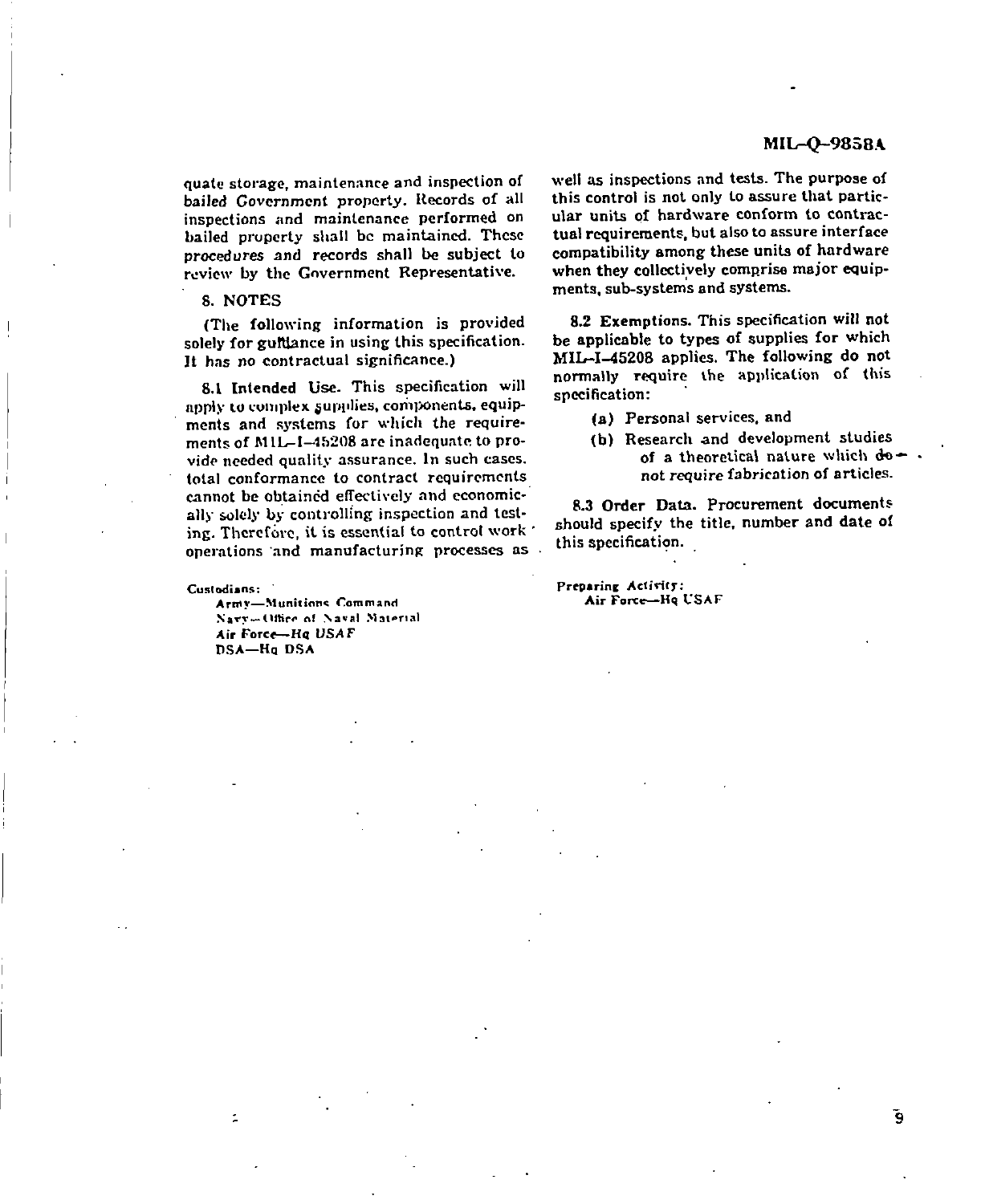quate storage, maintenance and inspection of bailed Government property. Records of all inspections and maintenance performed on bailed property shall be maintained. These procedures and records shall be subject to review by the Government Representative.

## 8. NOTES

(The following information is provided solely for guidance in using this specification. It has no contractual significance.)

**8.1 Intended Use.** This specification will apply to complex supplies, components, equipments and systems for which the requirements of MIL–I–45208 are inadequate to provide needed quality assurance. In such cases, total conformance to contract requirements cannot be obtained effectively and economically solely by controlling inspection and testing. Therefore, it is essential to control work operations and manufacturing processes as well as inspections and tests. The purpose of this control is not only to assure that particular units of hardware conform to contractual requirements, but also to assure interface compatibility among these units of hardware when they collectively comprise major equipments, sub-systems and systems.

**8.2 Exemptions.** This specification will not be applicable to types of supplies for which MIL–I–45208 applies. The following do not normally require the application of this specification:

(a) Personal services, and

(b) Research and development studies of a theoretical nature which do not require fabrication of articles.

**8.3 Order Data.** Procurement documents should specify the title, number and date of this specification.

Custodians:
 Army—Munitions Command
 Navy—Office of Naval Material
 Air Force—Hq USAF
 DSA—Hq DSA

Preparing Activity:
 Air Force—Hq USAF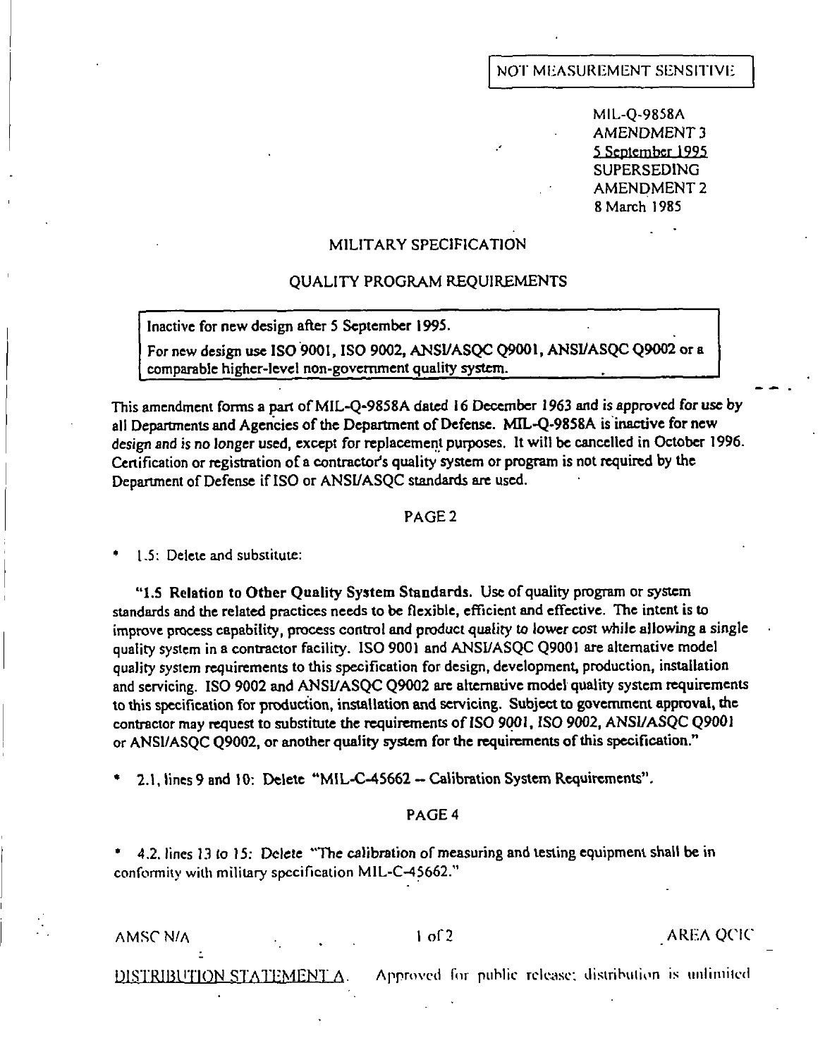NOT MEASUREMENT SENSITIVE

MIL-Q-9858A
AMENDMENT 3
5 September 1995
SUPERSEDING
AMENDMENT 2
8 March 1985

# MILITARY SPECIFICATION

## QUALITY PROGRAM REQUIREMENTS

Inactive for new design after 5 September 1995.

For new design use ISO 9001, ISO 9002, ANSI/ASQC Q9001, ANSI/ASQC Q9002 or a comparable higher-level non-government quality system.

This amendment forms a part of MIL-Q-9858A dated 16 December 1963 and is approved for use by all Departments and Agencies of the Department of Defense. MIL-Q-9858A is inactive for new design and is no longer used, except for replacement purposes. It will be cancelled in October 1996. Certification or registration of a contractor's quality system or program is not required by the Department of Defense if ISO or ANSI/ASQC standards are used.

### PAGE 2

* 1.5: Delete and substitute:

"**1.5 Relation to Other Quality System Standards.** Use of quality program or system standards and the related practices needs to be flexible, efficient and effective. The intent is to improve process capability, process control and product quality to lower cost while allowing a single quality system in a contractor facility. ISO 9001 and ANSI/ASQC Q9001 are alternative model quality system requirements to this specification for design, development, production, installation and servicing. ISO 9002 and ANSI/ASQC Q9002 are alternative model quality system requirements to this specification for production, installation and servicing. Subject to government approval, the contractor may request to substitute the requirements of ISO 9001, ISO 9002, ANSI/ASQC Q9001 or ANSI/ASQC Q9002, or another quality system for the requirements of this specification."

* 2.1, lines 9 and 10: Delete "MIL-C-45662 -- Calibration System Requirements".

### PAGE 4

* 4.2, lines 13 to 15: Delete "The calibration of measuring and testing equipment shall be in conformity with military specification MIL-C-45662."

AMSC N/A AREA QCIC

DISTRIBUTION STATEMENT A. Approved for public release; distribution is unlimited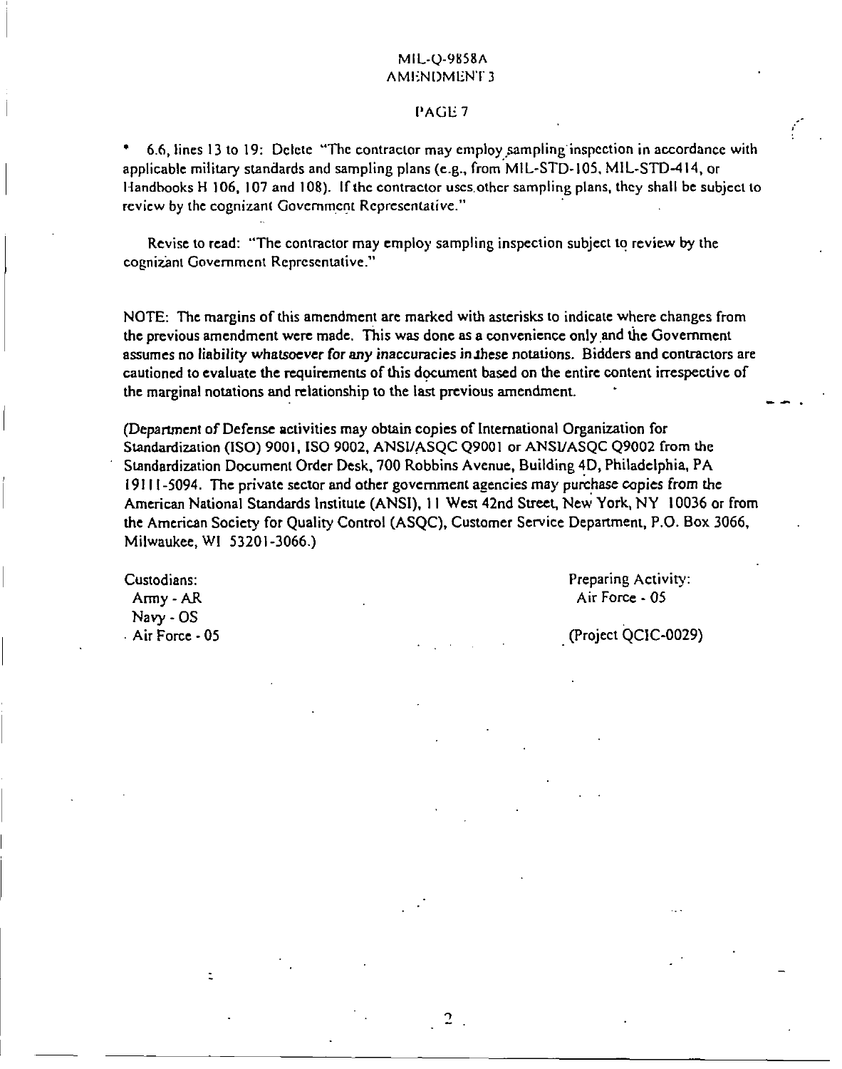MIL-Q-9858A
AMENDMENT 3

PAGE 7

* 6.6, lines 13 to 19: Delete "The contractor may employ sampling inspection in accordance with applicable military standards and sampling plans (e.g., from MIL-STD-105, MIL-STD-414, or Handbooks H 106, 107 and 108). If the contractor uses other sampling plans, they shall be subject to review by the cognizant Government Representative."

Revise to read: "The contractor may employ sampling inspection subject to review by the cognizant Government Representative."

NOTE: The margins of this amendment are marked with asterisks to indicate where changes from the previous amendment were made. This was done as a convenience only and the Government assumes no liability whatsoever for any inaccuracies in these notations. Bidders and contractors are cautioned to evaluate the requirements of this document based on the entire content irrespective of the marginal notations and relationship to the last previous amendment.

(Department of Defense activities may obtain copies of International Organization for Standardization (ISO) 9001, ISO 9002, ANSI/ASQC Q9001 or ANSI/ASQC Q9002 from the Standardization Document Order Desk, 700 Robbins Avenue, Building 4D, Philadelphia, PA 19111-5094. The private sector and other government agencies may purchase copies from the American National Standards Institute (ANSI), 11 West 42nd Street, New York, NY 10036 or from the American Society for Quality Control (ASQC), Customer Service Department, P.O. Box 3066, Milwaukee, WI 53201-3066.)

Custodians:
Army - AR
Navy - OS
Air Force - 05

Preparing Activity:
Air Force - 05

(Project QCIC-0029)